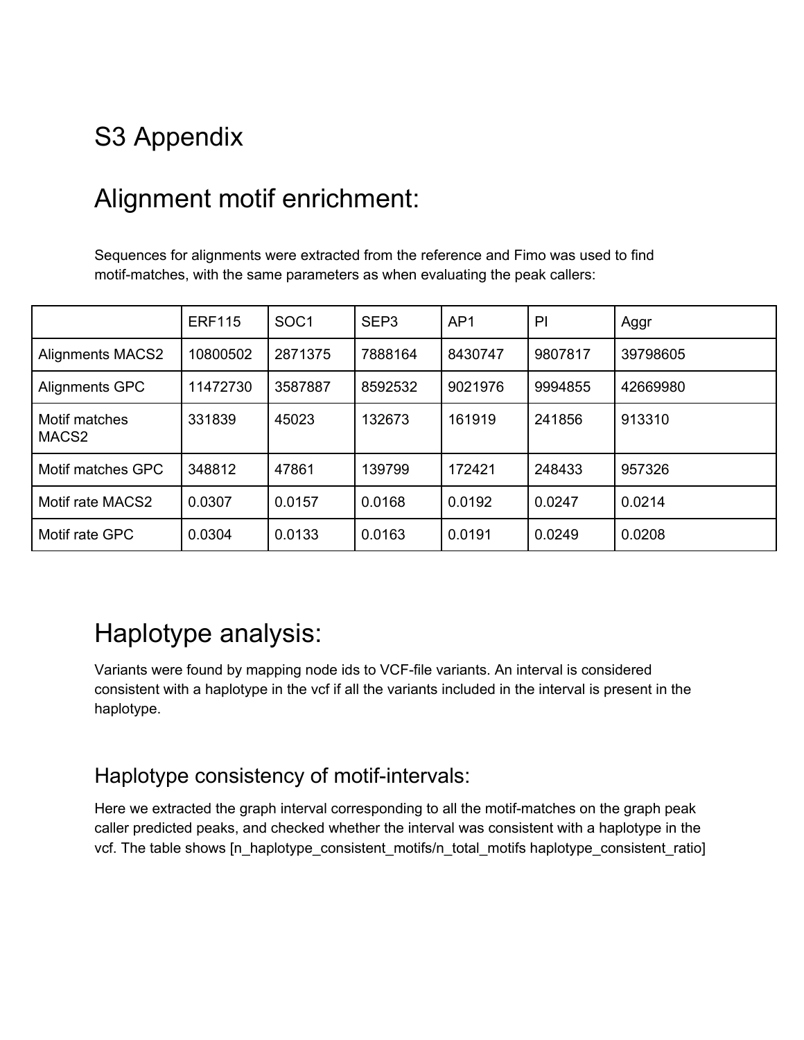# S3 Appendix

# Alignment motif enrichment:

Sequences for alignments were extracted from the reference and Fimo was used to find motif-matches, with the same parameters as when evaluating the peak callers:

| | ERF115 | SOC1 | SEP3 | AP1 | PI | Aggr |
|---|---|---|---|---|---|---|
| Alignments MACS2 | 10800502 | 2871375 | 7888164 | 8430747 | 9807817 | 39798605 |
| Alignments GPC | 11472730 | 3587887 | 8592532 | 9021976 | 9994855 | 42669980 |
| Motif matches MACS2 | 331839 | 45023 | 132673 | 161919 | 241856 | 913310 |
| Motif matches GPC | 348812 | 47861 | 139799 | 172421 | 248433 | 957326 |
| Motif rate MACS2 | 0.0307 | 0.0157 | 0.0168 | 0.0192 | 0.0247 | 0.0214 |
| Motif rate GPC | 0.0304 | 0.0133 | 0.0163 | 0.0191 | 0.0249 | 0.0208 |

# Haplotype analysis:

Variants were found by mapping node ids to VCF-file variants. An interval is considered consistent with a haplotype in the vcf if all the variants included in the interval is present in the haplotype.

## Haplotype consistency of motif-intervals:

Here we extracted the graph interval corresponding to all the motif-matches on the graph peak caller predicted peaks, and checked whether the interval was consistent with a haplotype in the vcf. The table shows [n_haplotype_consistent_motifs/n_total_motifs haplotype_consistent_ratio]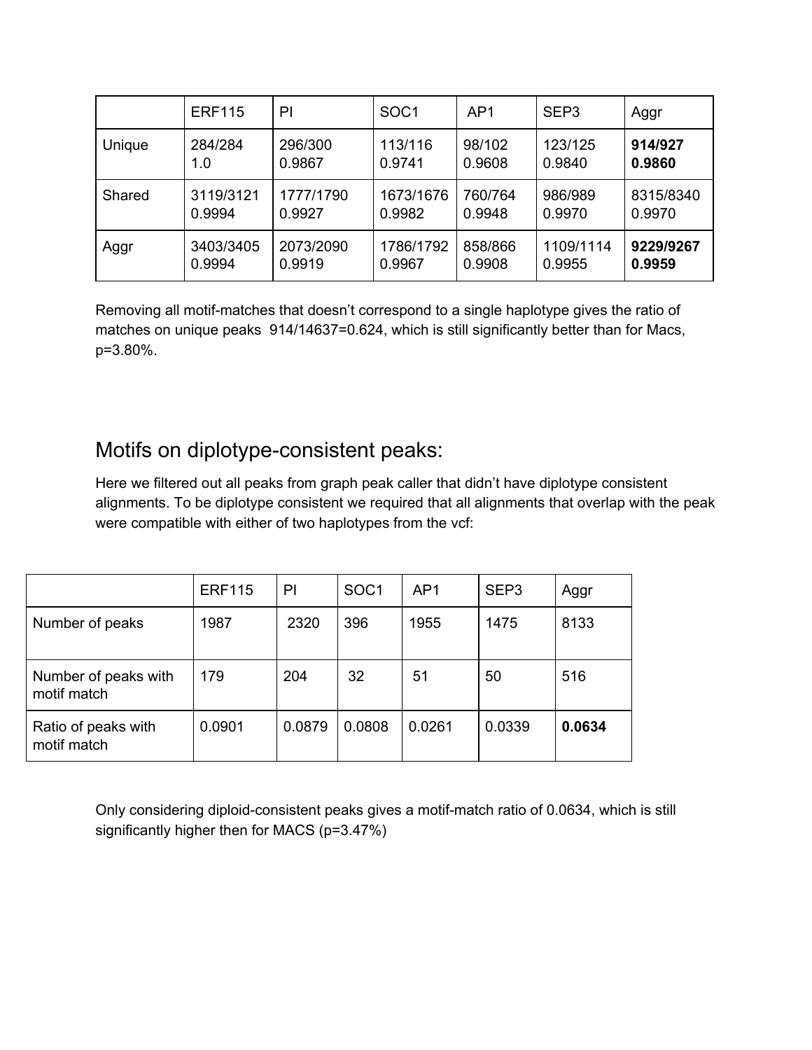| | ERF115 | PI | SOC1 | AP1 | SEP3 | Aggr |
|---|---|---|---|---|---|---|
| Unique | 284/284 1.0 | 296/300 0.9867 | 113/116 0.9741 | 98/102 0.9608 | 123/125 0.9840 | **914/927 0.9860** |
| Shared | 3119/3121 0.9994 | 1777/1790 0.9927 | 1673/1676 0.9982 | 760/764 0.9948 | 986/989 0.9970 | 8315/8340 0.9970 |
| Aggr | 3403/3405 0.9994 | 2073/2090 0.9919 | 1786/1792 0.9967 | 858/866 0.9908 | 1109/1114 0.9955 | **9229/9267 0.9959** |

Removing all motif-matches that doesn't correspond to a single haplotype gives the ratio of matches on unique peaks 914/14637=0.624, which is still significantly better than for Macs, p=3.80%.

## Motifs on diplotype-consistent peaks:

Here we filtered out all peaks from graph peak caller that didn't have diplotype consistent alignments. To be diplotype consistent we required that all alignments that overlap with the peak were compatible with either of two haplotypes from the vcf:

| | ERF115 | PI | SOC1 | AP1 | SEP3 | Aggr |
|---|---|---|---|---|---|---|
| Number of peaks | 1987 | 2320 | 396 | 1955 | 1475 | 8133 |
| Number of peaks with motif match | 179 | 204 | 32 | 51 | 50 | 516 |
| Ratio of peaks with motif match | 0.0901 | 0.0879 | 0.0808 | 0.0261 | 0.0339 | **0.0634** |

Only considering diploid-consistent peaks gives a motif-match ratio of 0.0634, which is still significantly higher then for MACS (p=3.47%)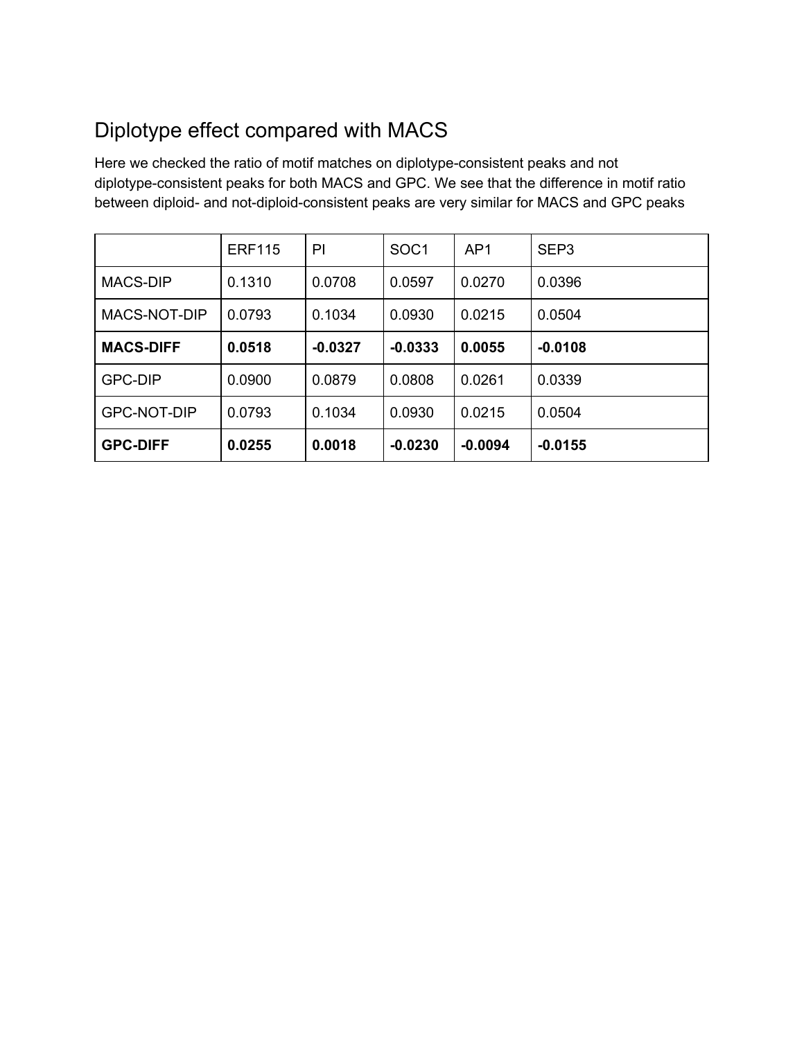## Diplotype effect compared with MACS

Here we checked the ratio of motif matches on diplotype-consistent peaks and not diplotype-consistent peaks for both MACS and GPC. We see that the difference in motif ratio between diploid- and not-diploid-consistent peaks are very similar for MACS and GPC peaks

| | ERF115 | PI | SOC1 | AP1 | SEP3 |
|---|---|---|---|---|---|
| MACS-DIP | 0.1310 | 0.0708 | 0.0597 | 0.0270 | 0.0396 |
| MACS-NOT-DIP | 0.0793 | 0.1034 | 0.0930 | 0.0215 | 0.0504 |
| **MACS-DIFF** | **0.0518** | **-0.0327** | **-0.0333** | **0.0055** | **-0.0108** |
| GPC-DIP | 0.0900 | 0.0879 | 0.0808 | 0.0261 | 0.0339 |
| GPC-NOT-DIP | 0.0793 | 0.1034 | 0.0930 | 0.0215 | 0.0504 |
| **GPC-DIFF** | **0.0255** | **0.0018** | **-0.0230** | **-0.0094** | **-0.0155** |